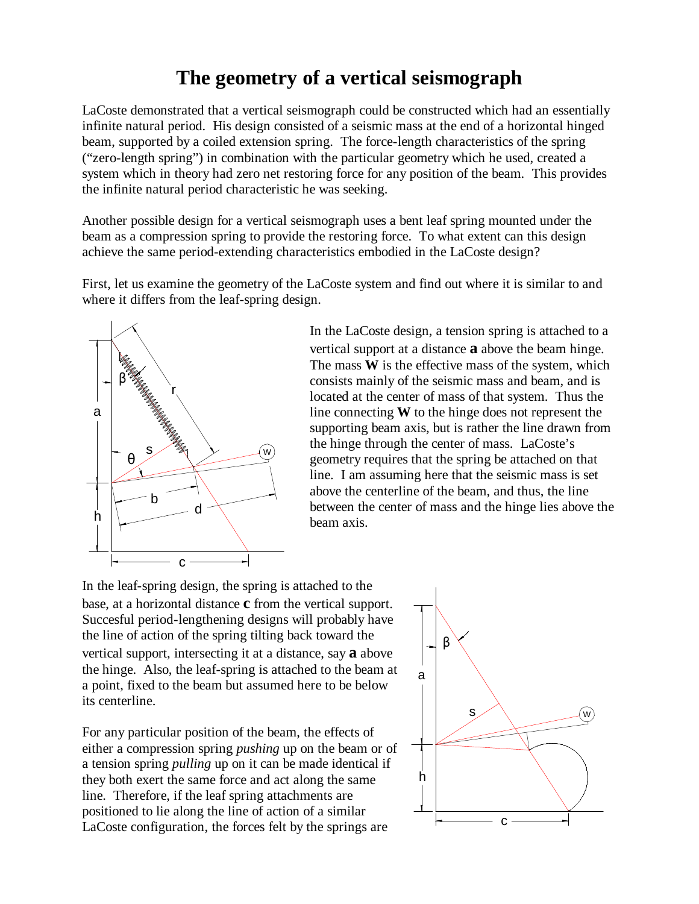# The geometry of a vertical seismograph

LaCoste demonstrated that a vertical seismograph could be constructed which had an essentially infinite natural period. His design consisted of a seismic mass at the end of a horizontal hinged beam, supported by a coiled extension spring. The force-length characteristics of the spring ("zero-length spring") in combination with the particular geometry which he used, created a system which in theory had zero net restoring force for any position of the beam. This provides the infinite natural period characteristic he was seeking.

Another possible design for a vertical seismograph uses a bent leaf spring mounted under the beam as a compression spring to provide the restoring force. To what extent can this design achieve the same period-extending characteristics embodied in the LaCoste design?

First, let us examine the geometry of the LaCoste system and find out where it is similar to and where it differs from the leaf-spring design.

In the LaCoste design, a tension spring is attached to a vertical support at a distance **a** above the beam hinge. The mass **W** is the effective mass of the system, which consists mainly of the seismic mass and beam, and is located at the center of mass of that system. Thus the line connecting **W** to the hinge does not represent the supporting beam axis, but is rather the line drawn from the hinge through the center of mass. LaCoste's geometry requires that the spring be attached on that line. I am assuming here that the seismic mass is set above the centerline of the beam, and thus, the line between the center of mass and the hinge lies above the beam axis.

In the leaf-spring design, the spring is attached to the base, at a horizontal distance **c** from the vertical support. Succesful period-lengthening designs will probably have the line of action of the spring tilting back toward the vertical support, intersecting it at a distance, say **a** above the hinge. Also, the leaf-spring is attached to the beam at a point, fixed to the beam but assumed here to be below its centerline.

For any particular position of the beam, the effects of either a compression spring *pushing* up on the beam or of a tension spring *pulling* up on it can be made identical if they both exert the same force and act along the same line. Therefore, if the leaf spring attachments are positioned to lie along the line of action of a similar LaCoste configuration, the forces felt by the springs are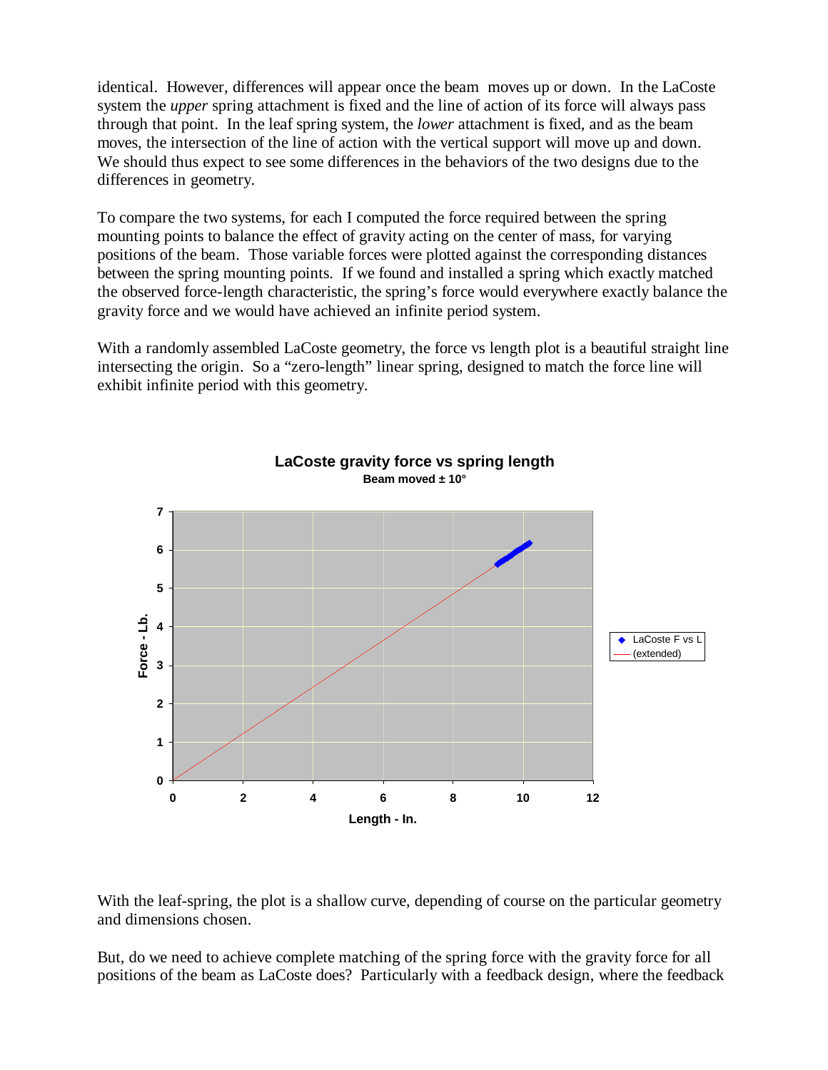identical. However, differences will appear once the beam moves up or down. In the LaCoste system the *upper* spring attachment is fixed and the line of action of its force will always pass through that point. In the leaf spring system, the *lower* attachment is fixed, and as the beam moves, the intersection of the line of action with the vertical support will move up and down. We should thus expect to see some differences in the behaviors of the two designs due to the differences in geometry.

To compare the two systems, for each I computed the force required between the spring mounting points to balance the effect of gravity acting on the center of mass, for varying positions of the beam. Those variable forces were plotted against the corresponding distances between the spring mounting points. If we found and installed a spring which exactly matched the observed force-length characteristic, the spring's force would everywhere exactly balance the gravity force and we would have achieved an infinite period system.

With a randomly assembled LaCoste geometry, the force vs length plot is a beautiful straight line intersecting the origin. So a "zero-length" linear spring, designed to match the force line will exhibit infinite period with this geometry.

**LaCoste gravity force vs spring length**
**Beam moved ± 10°**

With the leaf-spring, the plot is a shallow curve, depending of course on the particular geometry and dimensions chosen.

But, do we need to achieve complete matching of the spring force with the gravity force for all positions of the beam as LaCoste does? Particularly with a feedback design, where the feedback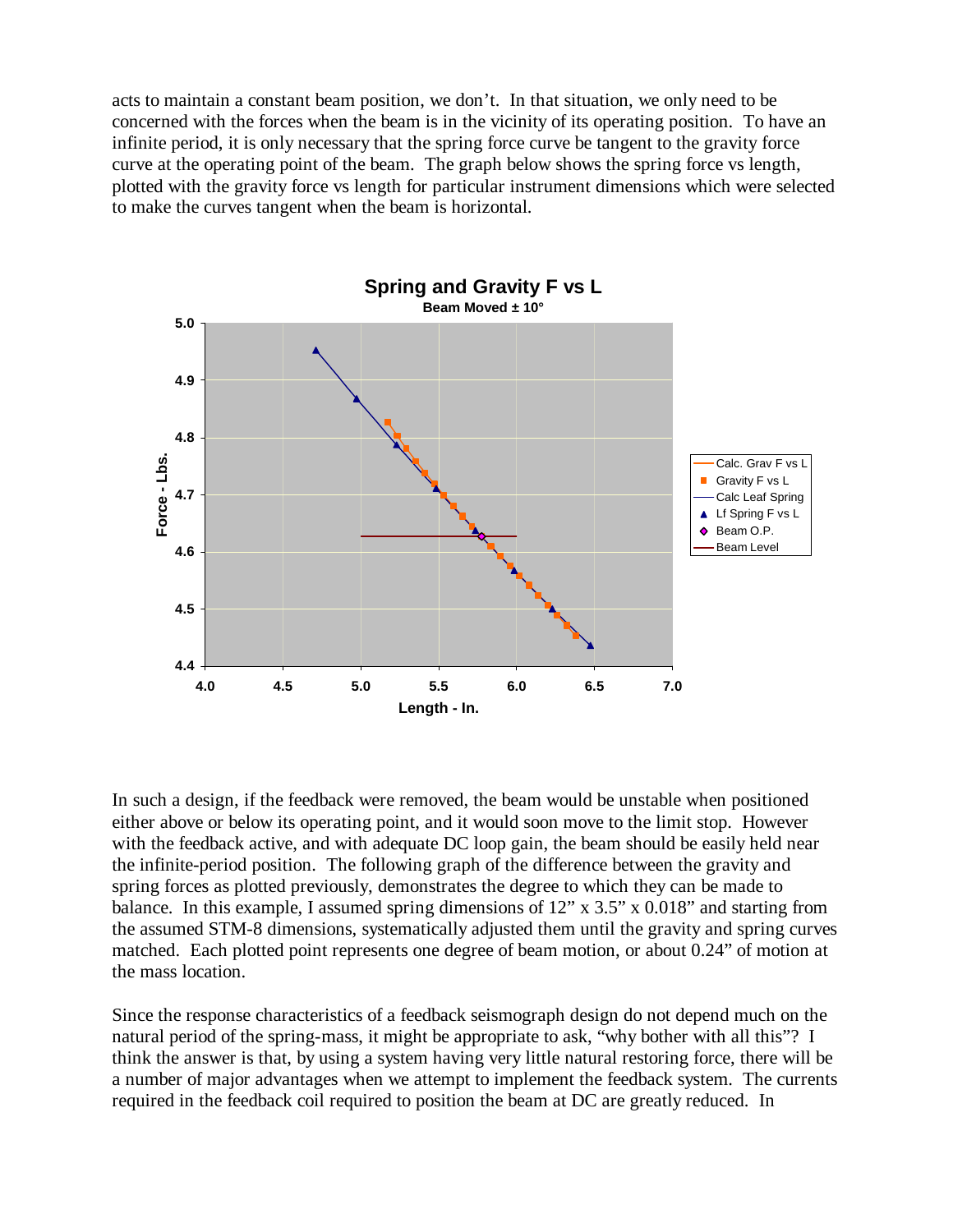acts to maintain a constant beam position, we don't. In that situation, we only need to be concerned with the forces when the beam is in the vicinity of its operating position. To have an infinite period, it is only necessary that the spring force curve be tangent to the gravity force curve at the operating point of the beam. The graph below shows the spring force vs length, plotted with the gravity force vs length for particular instrument dimensions which were selected to make the curves tangent when the beam is horizontal.

In such a design, if the feedback were removed, the beam would be unstable when positioned either above or below its operating point, and it would soon move to the limit stop. However with the feedback active, and with adequate DC loop gain, the beam should be easily held near the infinite-period position. The following graph of the difference between the gravity and spring forces as plotted previously, demonstrates the degree to which they can be made to balance. In this example, I assumed spring dimensions of 12" x 3.5" x 0.018" and starting from the assumed STM-8 dimensions, systematically adjusted them until the gravity and spring curves matched. Each plotted point represents one degree of beam motion, or about 0.24" of motion at the mass location.

Since the response characteristics of a feedback seismograph design do not depend much on the natural period of the spring-mass, it might be appropriate to ask, "why bother with all this"? I think the answer is that, by using a system having very little natural restoring force, there will be a number of major advantages when we attempt to implement the feedback system. The currents required in the feedback coil required to position the beam at DC are greatly reduced. In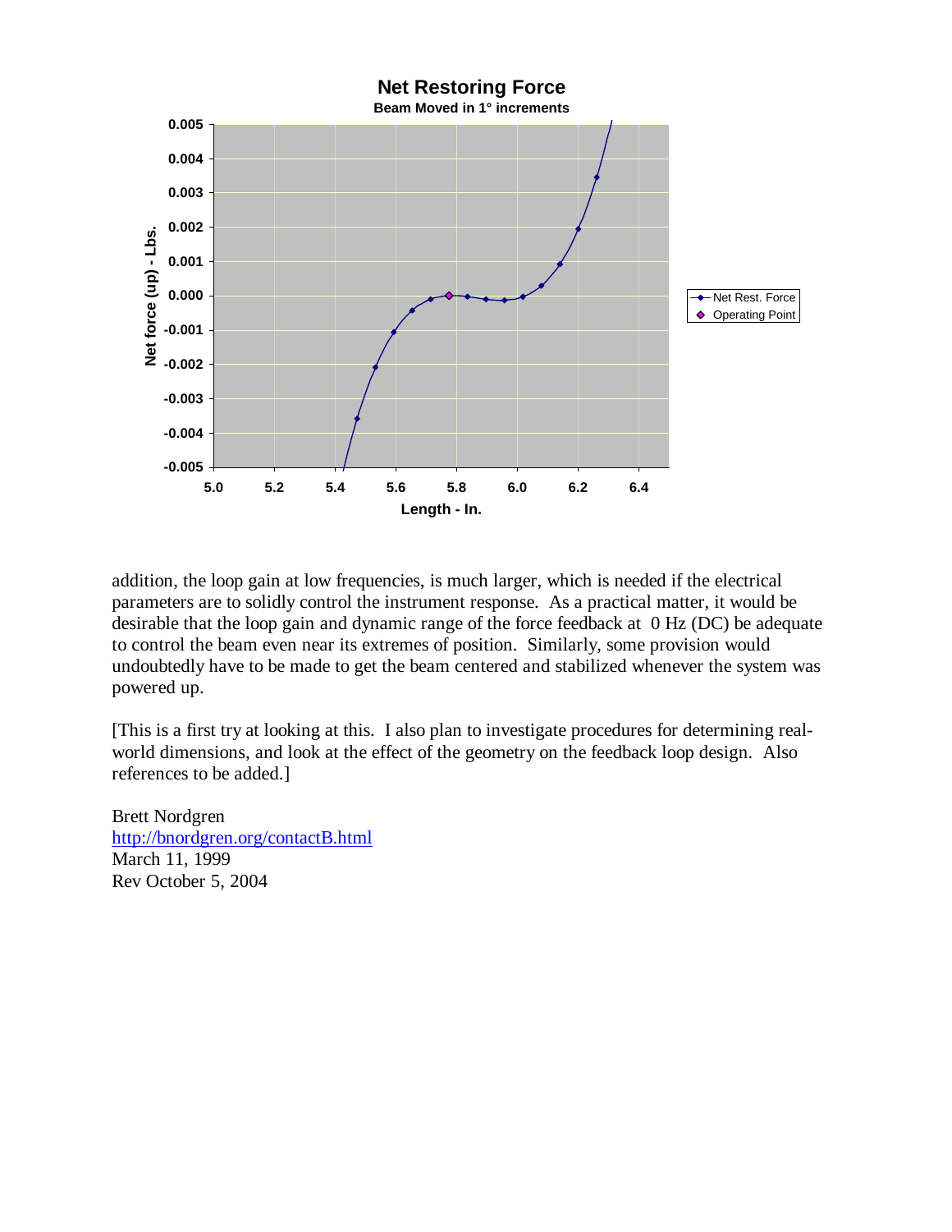Net Restoring Force

Beam Moved in 1° increments

Net force (up) - Lbs.

0.005
0.004
0.003
0.002
0.001
0.000
-0.001
-0.002
-0.003
-0.004
-0.005

5.0
5.2
5.4
5.6
5.8
6.0
6.2
6.4

Length - In.

Net Rest. Force

Operating Point

addition, the loop gain at low frequencies, is much larger, which is needed if the electrical parameters are to solidly control the instrument response. As a practical matter, it would be desirable that the loop gain and dynamic range of the force feedback at 0 Hz (DC) be adequate to control the beam even near its extremes of position. Similarly, some provision would undoubtedly have to be made to get the beam centered and stabilized whenever the system was powered up.

[This is a first try at looking at this. I also plan to investigate procedures for determining real-world dimensions, and look at the effect of the geometry on the feedback loop design. Also references to be added.]

Brett Nordgren  
http://bnordgren.org/contactB.html  
March 11, 1999  
Rev October 5, 2004